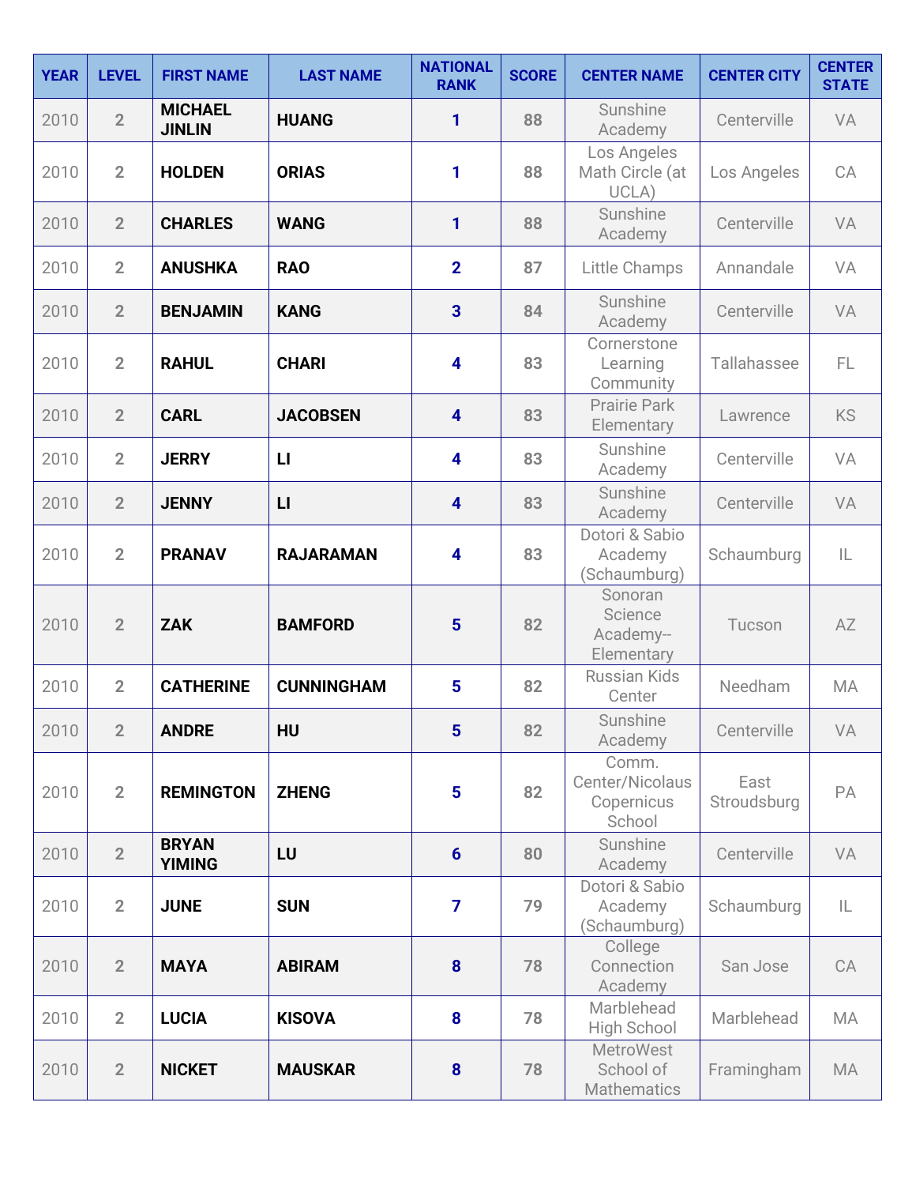| YEAR | LEVEL | FIRST NAME | LAST NAME | NATIONAL RANK | SCORE | CENTER NAME | CENTER CITY | CENTER STATE |
|---|---|---|---|---|---|---|---|---|
| 2010 | 2 | MICHAEL JINLIN | HUANG | 1 | 88 | Sunshine Academy | Centerville | VA |
| 2010 | 2 | HOLDEN | ORIAS | 1 | 88 | Los Angeles Math Circle (at UCLA) | Los Angeles | CA |
| 2010 | 2 | CHARLES | WANG | 1 | 88 | Sunshine Academy | Centerville | VA |
| 2010 | 2 | ANUSHKA | RAO | 2 | 87 | Little Champs | Annandale | VA |
| 2010 | 2 | BENJAMIN | KANG | 3 | 84 | Sunshine Academy | Centerville | VA |
| 2010 | 2 | RAHUL | CHARI | 4 | 83 | Cornerstone Learning Community | Tallahassee | FL |
| 2010 | 2 | CARL | JACOBSEN | 4 | 83 | Prairie Park Elementary | Lawrence | KS |
| 2010 | 2 | JERRY | LI | 4 | 83 | Sunshine Academy | Centerville | VA |
| 2010 | 2 | JENNY | LI | 4 | 83 | Sunshine Academy | Centerville | VA |
| 2010 | 2 | PRANAV | RAJARAMAN | 4 | 83 | Dotori & Sabio Academy (Schaumburg) | Schaumburg | IL |
| 2010 | 2 | ZAK | BAMFORD | 5 | 82 | Sonoran Science Academy--Elementary | Tucson | AZ |
| 2010 | 2 | CATHERINE | CUNNINGHAM | 5 | 82 | Russian Kids Center | Needham | MA |
| 2010 | 2 | ANDRE | HU | 5 | 82 | Sunshine Academy | Centerville | VA |
| 2010 | 2 | REMINGTON | ZHENG | 5 | 82 | Comm. Center/Nicolaus Copernicus School | East Stroudsburg | PA |
| 2010 | 2 | BRYAN YIMING | LU | 6 | 80 | Sunshine Academy | Centerville | VA |
| 2010 | 2 | JUNE | SUN | 7 | 79 | Dotori & Sabio Academy (Schaumburg) | Schaumburg | IL |
| 2010 | 2 | MAYA | ABIRAM | 8 | 78 | College Connection Academy | San Jose | CA |
| 2010 | 2 | LUCIA | KISOVA | 8 | 78 | Marblehead High School | Marblehead | MA |
| 2010 | 2 | NICKET | MAUSKAR | 8 | 78 | MetroWest School of Mathematics | Framingham | MA |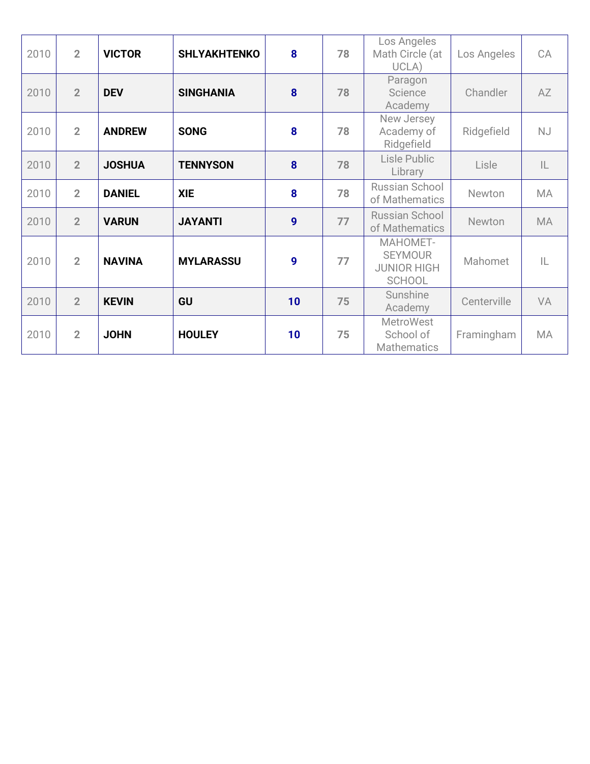| | | | | | | | | |
|---|---|---|---|---|---|---|---|---|
| 2010 | **2** | **VICTOR** | **SHLYAKHTENKO** | **8** | **78** | Los Angeles Math Circle (at UCLA) | Los Angeles | CA |
| 2010 | **2** | **DEV** | **SINGHANIA** | **8** | **78** | Paragon Science Academy | Chandler | AZ |
| 2010 | **2** | **ANDREW** | **SONG** | **8** | **78** | New Jersey Academy of Ridgefield | Ridgefield | NJ |
| 2010 | **2** | **JOSHUA** | **TENNYSON** | **8** | **78** | Lisle Public Library | Lisle | IL |
| 2010 | **2** | **DANIEL** | **XIE** | **8** | **78** | Russian School of Mathematics | Newton | MA |
| 2010 | **2** | **VARUN** | **JAYANTI** | **9** | **77** | Russian School of Mathematics | Newton | MA |
| 2010 | **2** | **NAVINA** | **MYLARASSU** | **9** | **77** | MAHOMET-SEYMOUR JUNIOR HIGH SCHOOL | Mahomet | IL |
| 2010 | **2** | **KEVIN** | **GU** | **10** | **75** | Sunshine Academy | Centerville | VA |
| 2010 | **2** | **JOHN** | **HOULEY** | **10** | **75** | MetroWest School of Mathematics | Framingham | MA |